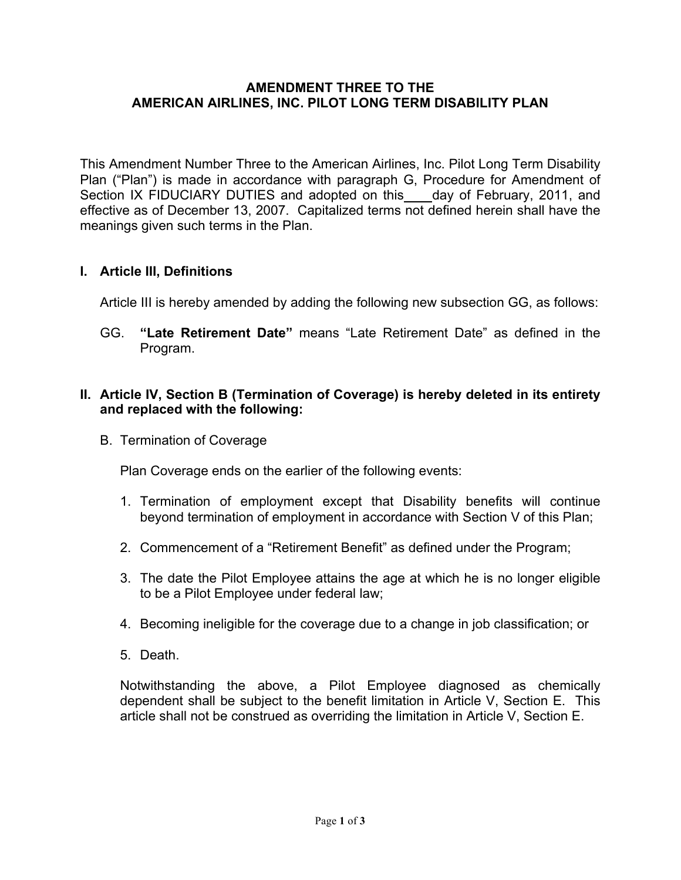# AMENDMENT THREE TO THE
# AMERICAN AIRLINES, INC. PILOT LONG TERM DISABILITY PLAN

This Amendment Number Three to the American Airlines, Inc. Pilot Long Term Disability Plan ("Plan") is made in accordance with paragraph G, Procedure for Amendment of Section IX FIDUCIARY DUTIES and adopted on this\_\_\_\_day of February, 2011, and effective as of December 13, 2007. Capitalized terms not defined herein shall have the meanings given such terms in the Plan.

## I. Article III, Definitions

Article III is hereby amended by adding the following new subsection GG, as follows:

GG. **"Late Retirement Date"** means "Late Retirement Date" as defined in the Program.

## II. Article IV, Section B (Termination of Coverage) is hereby deleted in its entirety and replaced with the following:

B. Termination of Coverage

Plan Coverage ends on the earlier of the following events:

1. Termination of employment except that Disability benefits will continue beyond termination of employment in accordance with Section V of this Plan;
2. Commencement of a "Retirement Benefit" as defined under the Program;
3. The date the Pilot Employee attains the age at which he is no longer eligible to be a Pilot Employee under federal law;
4. Becoming ineligible for the coverage due to a change in job classification; or
5. Death.

Notwithstanding the above, a Pilot Employee diagnosed as chemically dependent shall be subject to the benefit limitation in Article V, Section E. This article shall not be construed as overriding the limitation in Article V, Section E.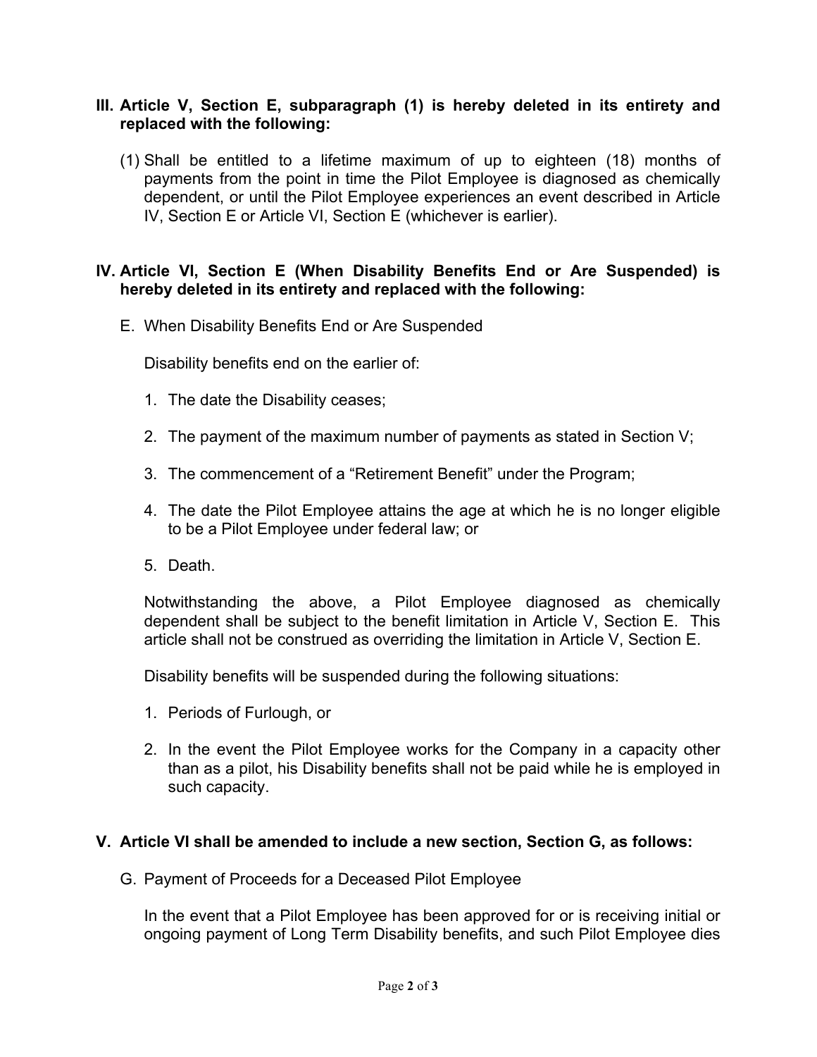**III. Article V, Section E, subparagraph (1) is hereby deleted in its entirety and replaced with the following:**

(1) Shall be entitled to a lifetime maximum of up to eighteen (18) months of payments from the point in time the Pilot Employee is diagnosed as chemically dependent, or until the Pilot Employee experiences an event described in Article IV, Section E or Article VI, Section E (whichever is earlier).

**IV. Article VI, Section E (When Disability Benefits End or Are Suspended) is hereby deleted in its entirety and replaced with the following:**

E. When Disability Benefits End or Are Suspended

Disability benefits end on the earlier of:

1. The date the Disability ceases;
2. The payment of the maximum number of payments as stated in Section V;
3. The commencement of a "Retirement Benefit" under the Program;
4. The date the Pilot Employee attains the age at which he is no longer eligible to be a Pilot Employee under federal law; or
5. Death.

Notwithstanding the above, a Pilot Employee diagnosed as chemically dependent shall be subject to the benefit limitation in Article V, Section E. This article shall not be construed as overriding the limitation in Article V, Section E.

Disability benefits will be suspended during the following situations:

1. Periods of Furlough, or
2. In the event the Pilot Employee works for the Company in a capacity other than as a pilot, his Disability benefits shall not be paid while he is employed in such capacity.

**V. Article VI shall be amended to include a new section, Section G, as follows:**

G. Payment of Proceeds for a Deceased Pilot Employee

In the event that a Pilot Employee has been approved for or is receiving initial or ongoing payment of Long Term Disability benefits, and such Pilot Employee dies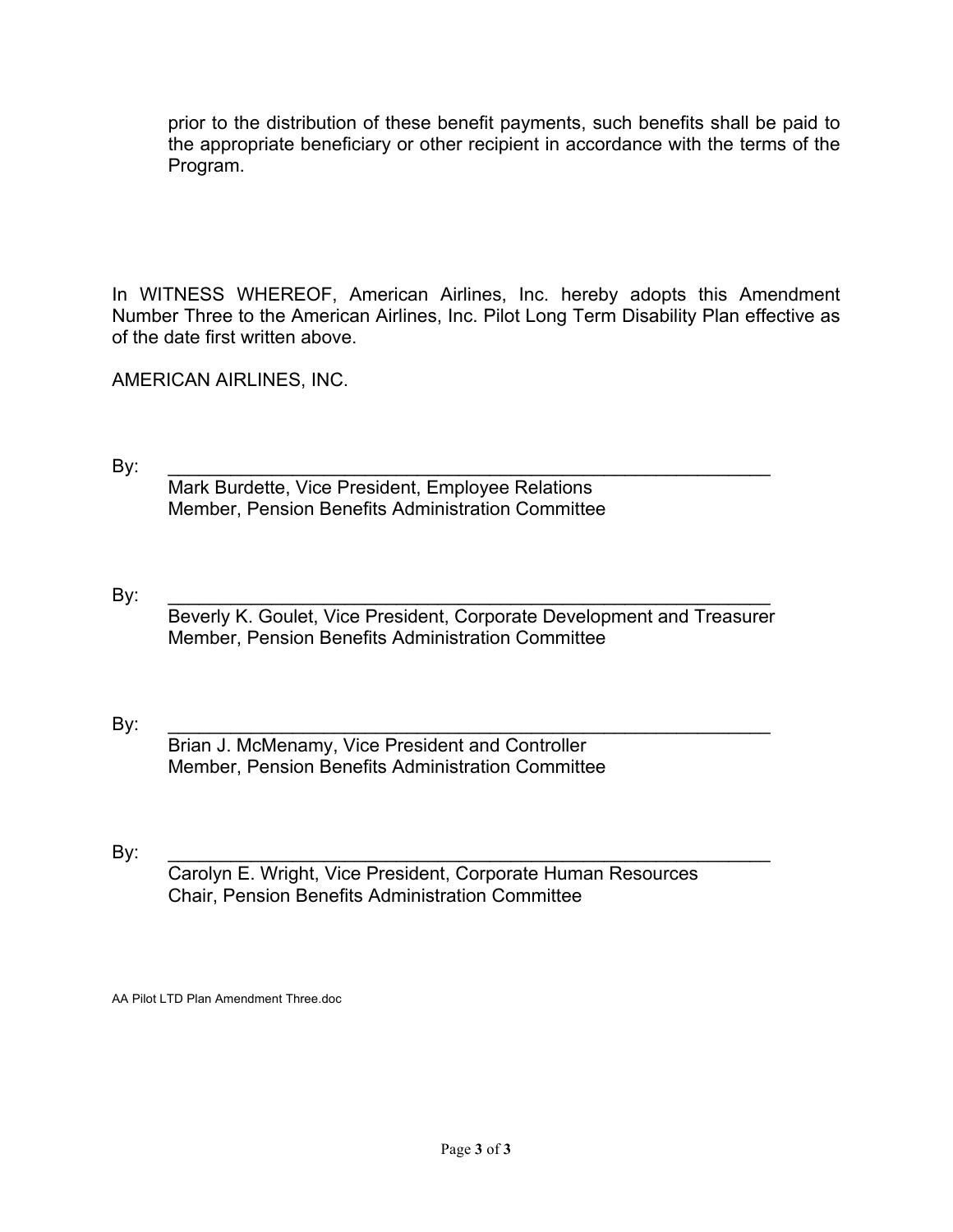prior to the distribution of these benefit payments, such benefits shall be paid to the appropriate beneficiary or other recipient in accordance with the terms of the Program.

In WITNESS WHEREOF, American Airlines, Inc. hereby adopts this Amendment Number Three to the American Airlines, Inc. Pilot Long Term Disability Plan effective as of the date first written above.

AMERICAN AIRLINES, INC.

By: \_\_\_\_\_\_\_\_\_\_\_\_\_\_\_\_\_\_\_\_\_\_\_\_\_\_\_\_\_\_\_\_\_\_\_\_\_\_\_\_\_\_\_\_\_\_\_\_
Mark Burdette, Vice President, Employee Relations
Member, Pension Benefits Administration Committee

By: \_\_\_\_\_\_\_\_\_\_\_\_\_\_\_\_\_\_\_\_\_\_\_\_\_\_\_\_\_\_\_\_\_\_\_\_\_\_\_\_\_\_\_\_\_\_\_\_
Beverly K. Goulet, Vice President, Corporate Development and Treasurer
Member, Pension Benefits Administration Committee

By: \_\_\_\_\_\_\_\_\_\_\_\_\_\_\_\_\_\_\_\_\_\_\_\_\_\_\_\_\_\_\_\_\_\_\_\_\_\_\_\_\_\_\_\_\_\_\_\_
Brian J. McMenamy, Vice President and Controller
Member, Pension Benefits Administration Committee

By: \_\_\_\_\_\_\_\_\_\_\_\_\_\_\_\_\_\_\_\_\_\_\_\_\_\_\_\_\_\_\_\_\_\_\_\_\_\_\_\_\_\_\_\_\_\_\_\_
Carolyn E. Wright, Vice President, Corporate Human Resources
Chair, Pension Benefits Administration Committee

AA Pilot LTD Plan Amendment Three.doc